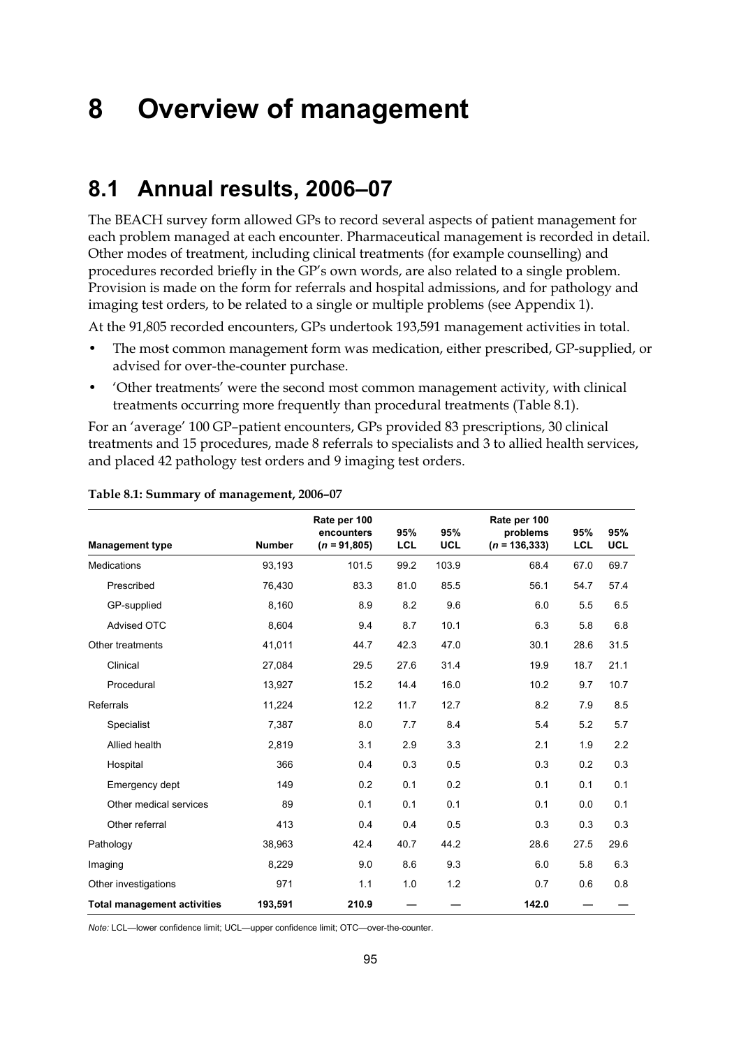# 8 Overview of management

## 8.1 Annual results, 2006–07

The BEACH survey form allowed GPs to record several aspects of patient management for each problem managed at each encounter. Pharmaceutical management is recorded in detail. Other modes of treatment, including clinical treatments (for example counselling) and procedures recorded briefly in the GP's own words, are also related to a single problem. Provision is made on the form for referrals and hospital admissions, and for pathology and imaging test orders, to be related to a single or multiple problems (see Appendix 1).

At the 91,805 recorded encounters, GPs undertook 193,591 management activities in total.

- The most common management form was medication, either prescribed, GP-supplied, or advised for over-the-counter purchase.
- 'Other treatments' were the second most common management activity, with clinical treatments occurring more frequently than procedural treatments (Table 8.1).

For an 'average' 100 GP–patient encounters, GPs provided 83 prescriptions, 30 clinical treatments and 15 procedures, made 8 referrals to specialists and 3 to allied health services, and placed 42 pathology test orders and 9 imaging test orders.

**Table 8.1: Summary of management, 2006–07**

| Management type | Number | Rate per 100 encounters (*n* = 91,805) | 95% LCL | 95% UCL | Rate per 100 problems (*n* = 136,333) | 95% LCL | 95% UCL |
|---|---|---|---|---|---|---|---|
| Medications | 93,193 | 101.5 | 99.2 | 103.9 | 68.4 | 67.0 | 69.7 |
| Prescribed | 76,430 | 83.3 | 81.0 | 85.5 | 56.1 | 54.7 | 57.4 |
| GP-supplied | 8,160 | 8.9 | 8.2 | 9.6 | 6.0 | 5.5 | 6.5 |
| Advised OTC | 8,604 | 9.4 | 8.7 | 10.1 | 6.3 | 5.8 | 6.8 |
| Other treatments | 41,011 | 44.7 | 42.3 | 47.0 | 30.1 | 28.6 | 31.5 |
| Clinical | 27,084 | 29.5 | 27.6 | 31.4 | 19.9 | 18.7 | 21.1 |
| Procedural | 13,927 | 15.2 | 14.4 | 16.0 | 10.2 | 9.7 | 10.7 |
| Referrals | 11,224 | 12.2 | 11.7 | 12.7 | 8.2 | 7.9 | 8.5 |
| Specialist | 7,387 | 8.0 | 7.7 | 8.4 | 5.4 | 5.2 | 5.7 |
| Allied health | 2,819 | 3.1 | 2.9 | 3.3 | 2.1 | 1.9 | 2.2 |
| Hospital | 366 | 0.4 | 0.3 | 0.5 | 0.3 | 0.2 | 0.3 |
| Emergency dept | 149 | 0.2 | 0.1 | 0.2 | 0.1 | 0.1 | 0.1 |
| Other medical services | 89 | 0.1 | 0.1 | 0.1 | 0.1 | 0.0 | 0.1 |
| Other referral | 413 | 0.4 | 0.4 | 0.5 | 0.3 | 0.3 | 0.3 |
| Pathology | 38,963 | 42.4 | 40.7 | 44.2 | 28.6 | 27.5 | 29.6 |
| Imaging | 8,229 | 9.0 | 8.6 | 9.3 | 6.0 | 5.8 | 6.3 |
| Other investigations | 971 | 1.1 | 1.0 | 1.2 | 0.7 | 0.6 | 0.8 |
| **Total management activities** | **193,591** | **210.9** | — | — | **142.0** | — | — |

*Note:* LCL—lower confidence limit; UCL—upper confidence limit; OTC—over-the-counter.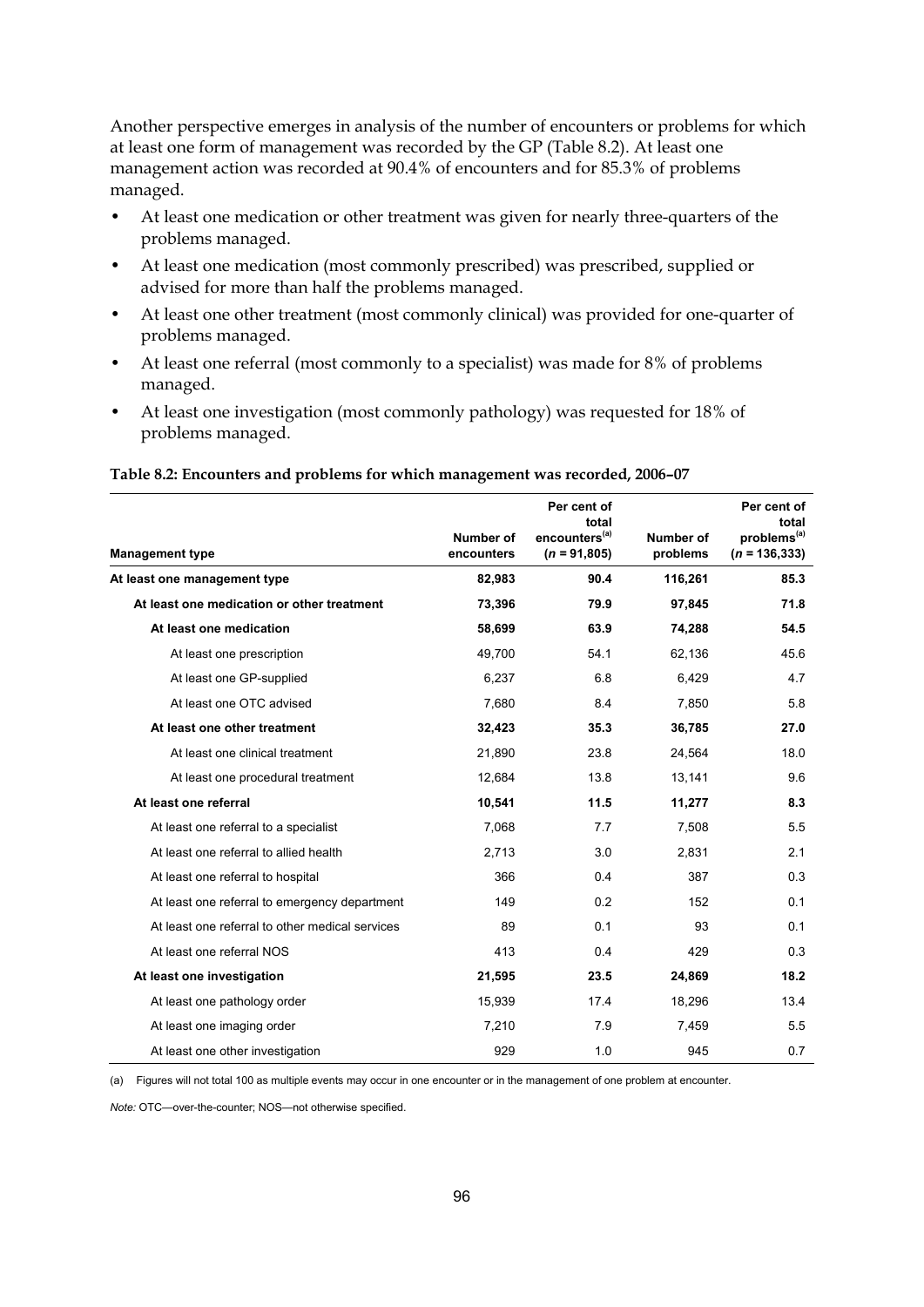Another perspective emerges in analysis of the number of encounters or problems for which at least one form of management was recorded by the GP (Table 8.2). At least one management action was recorded at 90.4% of encounters and for 85.3% of problems managed.

- At least one medication or other treatment was given for nearly three-quarters of the problems managed.
- At least one medication (most commonly prescribed) was prescribed, supplied or advised for more than half the problems managed.
- At least one other treatment (most commonly clinical) was provided for one-quarter of problems managed.
- At least one referral (most commonly to a specialist) was made for 8% of problems managed.
- At least one investigation (most commonly pathology) was requested for 18% of problems managed.

**Table 8.2: Encounters and problems for which management was recorded, 2006–07**

| Management type | Number of encounters | Per cent of total encounters[(a)] (*n* = 91,805) | Number of problems | Per cent of total problems[(a)] (*n* = 136,333) |
|---|---|---|---|---|
| **At least one management type** | **82,983** | **90.4** | **116,261** | **85.3** |
| **At least one medication or other treatment** | **73,396** | **79.9** | **97,845** | **71.8** |
| **At least one medication** | **58,699** | **63.9** | **74,288** | **54.5** |
| At least one prescription | 49,700 | 54.1 | 62,136 | 45.6 |
| At least one GP-supplied | 6,237 | 6.8 | 6,429 | 4.7 |
| At least one OTC advised | 7,680 | 8.4 | 7,850 | 5.8 |
| **At least one other treatment** | **32,423** | **35.3** | **36,785** | **27.0** |
| At least one clinical treatment | 21,890 | 23.8 | 24,564 | 18.0 |
| At least one procedural treatment | 12,684 | 13.8 | 13,141 | 9.6 |
| **At least one referral** | **10,541** | **11.5** | **11,277** | **8.3** |
| At least one referral to a specialist | 7,068 | 7.7 | 7,508 | 5.5 |
| At least one referral to allied health | 2,713 | 3.0 | 2,831 | 2.1 |
| At least one referral to hospital | 366 | 0.4 | 387 | 0.3 |
| At least one referral to emergency department | 149 | 0.2 | 152 | 0.1 |
| At least one referral to other medical services | 89 | 0.1 | 93 | 0.1 |
| At least one referral NOS | 413 | 0.4 | 429 | 0.3 |
| **At least one investigation** | **21,595** | **23.5** | **24,869** | **18.2** |
| At least one pathology order | 15,939 | 17.4 | 18,296 | 13.4 |
| At least one imaging order | 7,210 | 7.9 | 7,459 | 5.5 |
| At least one other investigation | 929 | 1.0 | 945 | 0.7 |

(a) Figures will not total 100 as multiple events may occur in one encounter or in the management of one problem at encounter.

*Note:* OTC—over-the-counter; NOS—not otherwise specified.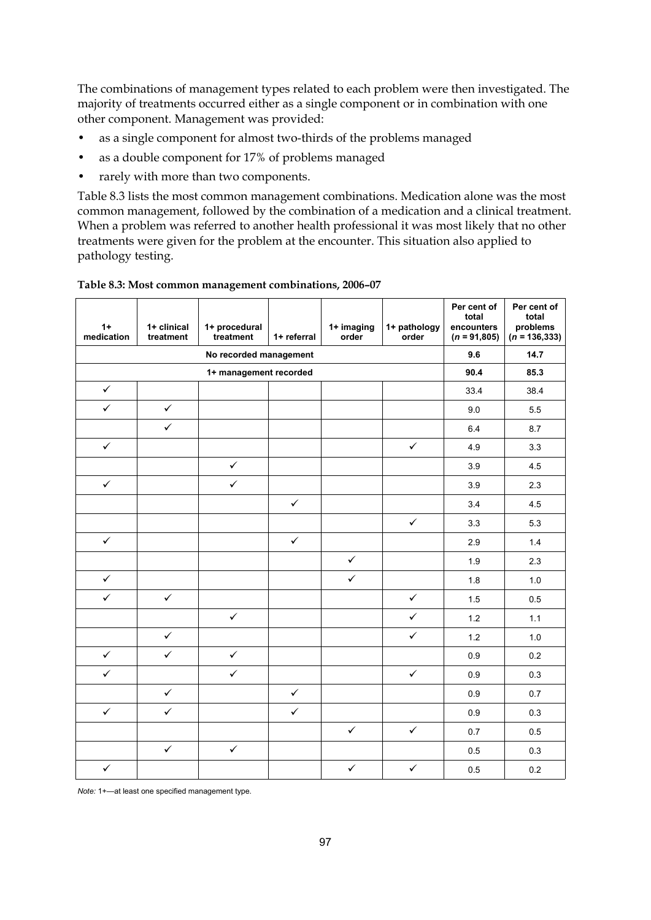The combinations of management types related to each problem were then investigated. The majority of treatments occurred either as a single component or in combination with one other component. Management was provided:

- as a single component for almost two-thirds of the problems managed
- as a double component for 17% of problems managed
- rarely with more than two components.

Table 8.3 lists the most common management combinations. Medication alone was the most common management, followed by the combination of a medication and a clinical treatment. When a problem was referred to another health professional it was most likely that no other treatments were given for the problem at the encounter. This situation also applied to pathology testing.

**Table 8.3: Most common management combinations, 2006–07**

| 1+ medication | 1+ clinical treatment | 1+ procedural treatment | 1+ referral | 1+ imaging order | 1+ pathology order | Per cent of total encounters ($n$ = 91,805) | Per cent of total problems ($n$ = 136,333) |
|---|---|---|---|---|---|---|---|
| **No recorded management** | | | | | | **9.6** | **14.7** |
| **1+ management recorded** | | | | | | **90.4** | **85.3** |
| ✓ | | | | | | 33.4 | 38.4 |
| ✓ | ✓ | | | | | 9.0 | 5.5 |
| | ✓ | | | | | 6.4 | 8.7 |
| ✓ | | | | | ✓ | 4.9 | 3.3 |
| | | ✓ | | | | 3.9 | 4.5 |
| ✓ | | ✓ | | | | 3.9 | 2.3 |
| | | | ✓ | | | 3.4 | 4.5 |
| | | | | | ✓ | 3.3 | 5.3 |
| ✓ | | | ✓ | | | 2.9 | 1.4 |
| | | | | ✓ | | 1.9 | 2.3 |
| ✓ | | | | ✓ | | 1.8 | 1.0 |
| ✓ | ✓ | | | | ✓ | 1.5 | 0.5 |
| | | ✓ | | | ✓ | 1.2 | 1.1 |
| | ✓ | | | | ✓ | 1.2 | 1.0 |
| ✓ | ✓ | ✓ | | | | 0.9 | 0.2 |
| ✓ | | ✓ | | | ✓ | 0.9 | 0.3 |
| | ✓ | | ✓ | | | 0.9 | 0.7 |
| ✓ | ✓ | | ✓ | | | 0.9 | 0.3 |
| | | | | ✓ | ✓ | 0.7 | 0.5 |
| | ✓ | ✓ | | | | 0.5 | 0.3 |
| ✓ | | | | ✓ | ✓ | 0.5 | 0.2 |

*Note:* 1+—at least one specified management type.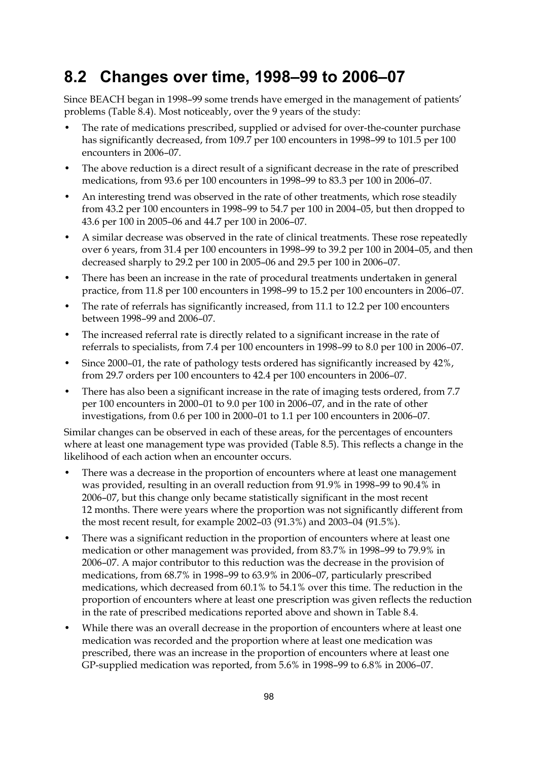## 8.2 Changes over time, 1998–99 to 2006–07

Since BEACH began in 1998–99 some trends have emerged in the management of patients' problems (Table 8.4). Most noticeably, over the 9 years of the study:

- The rate of medications prescribed, supplied or advised for over-the-counter purchase has significantly decreased, from 109.7 per 100 encounters in 1998–99 to 101.5 per 100 encounters in 2006–07.
- The above reduction is a direct result of a significant decrease in the rate of prescribed medications, from 93.6 per 100 encounters in 1998–99 to 83.3 per 100 in 2006–07.
- An interesting trend was observed in the rate of other treatments, which rose steadily from 43.2 per 100 encounters in 1998–99 to 54.7 per 100 in 2004–05, but then dropped to 43.6 per 100 in 2005–06 and 44.7 per 100 in 2006–07.
- A similar decrease was observed in the rate of clinical treatments. These rose repeatedly over 6 years, from 31.4 per 100 encounters in 1998–99 to 39.2 per 100 in 2004–05, and then decreased sharply to 29.2 per 100 in 2005–06 and 29.5 per 100 in 2006–07.
- There has been an increase in the rate of procedural treatments undertaken in general practice, from 11.8 per 100 encounters in 1998–99 to 15.2 per 100 encounters in 2006–07.
- The rate of referrals has significantly increased, from 11.1 to 12.2 per 100 encounters between 1998–99 and 2006–07.
- The increased referral rate is directly related to a significant increase in the rate of referrals to specialists, from 7.4 per 100 encounters in 1998–99 to 8.0 per 100 in 2006–07.
- Since 2000–01, the rate of pathology tests ordered has significantly increased by 42%, from 29.7 orders per 100 encounters to 42.4 per 100 encounters in 2006–07.
- There has also been a significant increase in the rate of imaging tests ordered, from 7.7 per 100 encounters in 2000–01 to 9.0 per 100 in 2006–07, and in the rate of other investigations, from 0.6 per 100 in 2000–01 to 1.1 per 100 encounters in 2006–07.

Similar changes can be observed in each of these areas, for the percentages of encounters where at least one management type was provided (Table 8.5). This reflects a change in the likelihood of each action when an encounter occurs.

- There was a decrease in the proportion of encounters where at least one management was provided, resulting in an overall reduction from 91.9% in 1998–99 to 90.4% in 2006–07, but this change only became statistically significant in the most recent 12 months. There were years where the proportion was not significantly different from the most recent result, for example 2002–03 (91.3%) and 2003–04 (91.5%).
- There was a significant reduction in the proportion of encounters where at least one medication or other management was provided, from 83.7% in 1998–99 to 79.9% in 2006–07. A major contributor to this reduction was the decrease in the provision of medications, from 68.7% in 1998–99 to 63.9% in 2006–07, particularly prescribed medications, which decreased from 60.1% to 54.1% over this time. The reduction in the proportion of encounters where at least one prescription was given reflects the reduction in the rate of prescribed medications reported above and shown in Table 8.4.
- While there was an overall decrease in the proportion of encounters where at least one medication was recorded and the proportion where at least one medication was prescribed, there was an increase in the proportion of encounters where at least one GP-supplied medication was reported, from 5.6% in 1998–99 to 6.8% in 2006–07.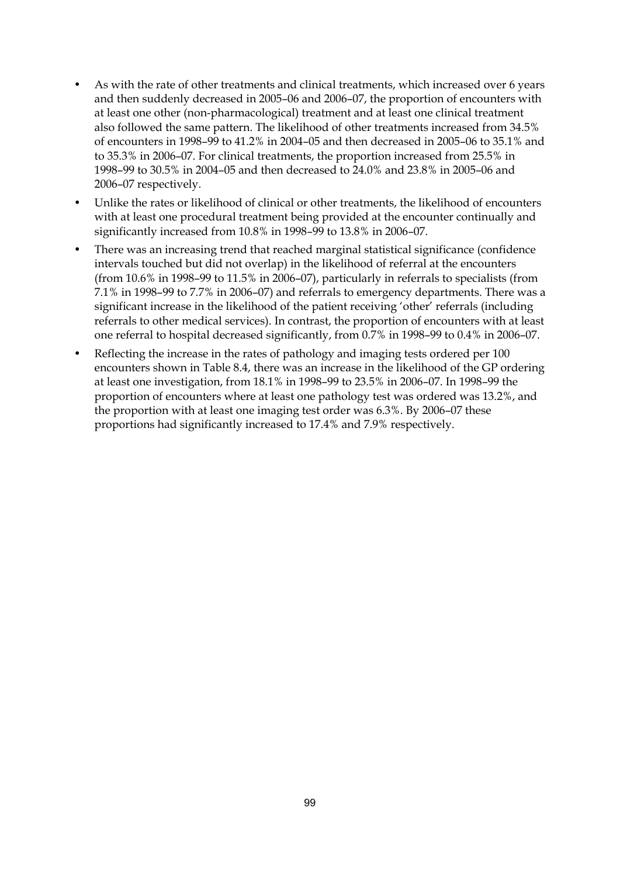- As with the rate of other treatments and clinical treatments, which increased over 6 years and then suddenly decreased in 2005–06 and 2006–07, the proportion of encounters with at least one other (non-pharmacological) treatment and at least one clinical treatment also followed the same pattern. The likelihood of other treatments increased from 34.5% of encounters in 1998–99 to 41.2% in 2004–05 and then decreased in 2005–06 to 35.1% and to 35.3% in 2006–07. For clinical treatments, the proportion increased from 25.5% in 1998–99 to 30.5% in 2004–05 and then decreased to 24.0% and 23.8% in 2005–06 and 2006–07 respectively.
- Unlike the rates or likelihood of clinical or other treatments, the likelihood of encounters with at least one procedural treatment being provided at the encounter continually and significantly increased from 10.8% in 1998–99 to 13.8% in 2006–07.
- There was an increasing trend that reached marginal statistical significance (confidence intervals touched but did not overlap) in the likelihood of referral at the encounters (from 10.6% in 1998–99 to 11.5% in 2006–07), particularly in referrals to specialists (from 7.1% in 1998–99 to 7.7% in 2006–07) and referrals to emergency departments. There was a significant increase in the likelihood of the patient receiving 'other' referrals (including referrals to other medical services). In contrast, the proportion of encounters with at least one referral to hospital decreased significantly, from 0.7% in 1998–99 to 0.4% in 2006–07.
- Reflecting the increase in the rates of pathology and imaging tests ordered per 100 encounters shown in Table 8.4, there was an increase in the likelihood of the GP ordering at least one investigation, from 18.1% in 1998–99 to 23.5% in 2006–07. In 1998–99 the proportion of encounters where at least one pathology test was ordered was 13.2%, and the proportion with at least one imaging test order was 6.3%. By 2006–07 these proportions had significantly increased to 17.4% and 7.9% respectively.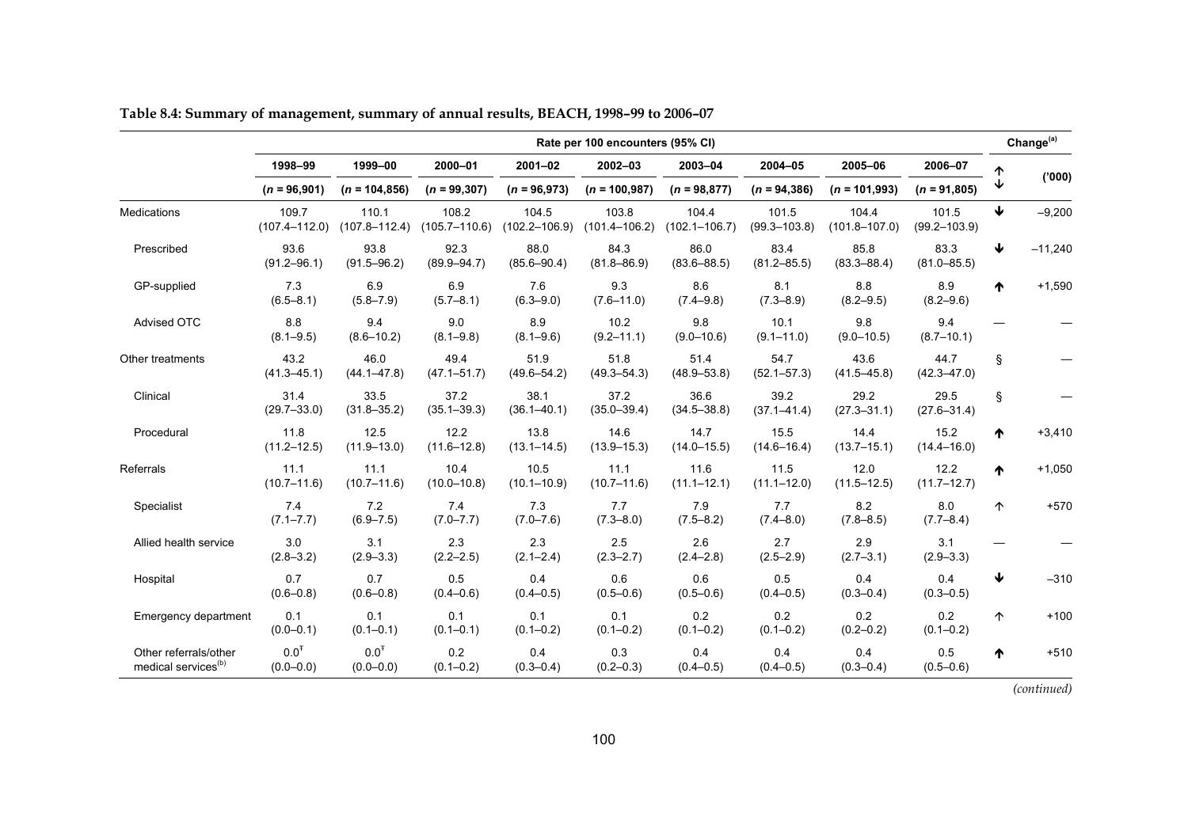**Table 8.4: Summary of management, summary of annual results, BEACH, 1998–99 to 2006–07**

| | Rate per 100 encounters (95% CI) | | | | | | | | | Change[(a)] | |
|---|---|---|---|---|---|---|---|---|---|---|---|
| | 1998–99 | 1999–00 | 2000–01 | 2001–02 | 2002–03 | 2003–04 | 2004–05 | 2005–06 | 2006–07 | ↑↓ | ('000) |
| | (*n* = 96,901) | (*n* = 104,856) | (*n* = 99,307) | (*n* = 96,973) | (*n* = 100,987) | (*n* = 98,877) | (*n* = 94,386) | (*n* = 101,993) | (*n* = 91,805) | | |
| Medications | 109.7 (107.4–112.0) | 110.1 (107.8–112.4) | 108.2 (105.7–110.6) | 104.5 (102.2–106.9) | 103.8 (101.4–106.2) | 104.4 (102.1–106.7) | 101.5 (99.3–103.8) | 104.4 (101.8–107.0) | 101.5 (99.2–103.9) | ↓ | –9,200 |
| Prescribed | 93.6 (91.2–96.1) | 93.8 (91.5–96.2) | 92.3 (89.9–94.7) | 88.0 (85.6–90.4) | 84.3 (81.8–86.9) | 86.0 (83.6–88.5) | 83.4 (81.2–85.5) | 85.8 (83.3–88.4) | 83.3 (81.0–85.5) | ↓ | –11,240 |
| GP-supplied | 7.3 (6.5–8.1) | 6.9 (5.8–7.9) | 6.9 (5.7–8.1) | 7.6 (6.3–9.0) | 9.3 (7.6–11.0) | 8.6 (7.4–9.8) | 8.1 (7.3–8.9) | 8.8 (8.2–9.5) | 8.9 (8.2–9.6) | ↑ | +1,590 |
| Advised OTC | 8.8 (8.1–9.5) | 9.4 (8.6–10.2) | 9.0 (8.1–9.8) | 8.9 (8.1–9.6) | 10.2 (9.2–11.1) | 9.8 (9.0–10.6) | 10.1 (9.1–11.0) | 9.8 (9.0–10.5) | 9.4 (8.7–10.1) | — | — |
| Other treatments | 43.2 (41.3–45.1) | 46.0 (44.1–47.8) | 49.4 (47.1–51.7) | 51.9 (49.6–54.2) | 51.8 (49.3–54.3) | 51.4 (48.9–53.8) | 54.7 (52.1–57.3) | 43.6 (41.5–45.8) | 44.7 (42.3–47.0) | § | — |
| Clinical | 31.4 (29.7–33.0) | 33.5 (31.8–35.2) | 37.2 (35.1–39.3) | 38.1 (36.1–40.1) | 37.2 (35.0–39.4) | 36.6 (34.5–38.8) | 39.2 (37.1–41.4) | 29.2 (27.3–31.1) | 29.5 (27.6–31.4) | § | — |
| Procedural | 11.8 (11.2–12.5) | 12.5 (11.9–13.0) | 12.2 (11.6–12.8) | 13.8 (13.1–14.5) | 14.6 (13.9–15.3) | 14.7 (14.0–15.5) | 15.5 (14.6–16.4) | 14.4 (13.7–15.1) | 15.2 (14.4–16.0) | ↑ | +3,410 |
| Referrals | 11.1 (10.7–11.6) | 11.1 (10.7–11.6) | 10.4 (10.0–10.8) | 10.5 (10.1–10.9) | 11.1 (10.7–11.6) | 11.6 (11.1–12.1) | 11.5 (11.1–12.0) | 12.0 (11.5–12.5) | 12.2 (11.7–12.7) | ↑ | +1,050 |
| Specialist | 7.4 (7.1–7.7) | 7.2 (6.9–7.5) | 7.4 (7.0–7.7) | 7.3 (7.0–7.6) | 7.7 (7.3–8.0) | 7.9 (7.5–8.2) | 7.7 (7.4–8.0) | 8.2 (7.8–8.5) | 8.0 (7.7–8.4) | ↑ | +570 |
| Allied health service | 3.0 (2.8–3.2) | 3.1 (2.9–3.3) | 2.3 (2.2–2.5) | 2.3 (2.1–2.4) | 2.5 (2.3–2.7) | 2.6 (2.4–2.8) | 2.7 (2.5–2.9) | 2.9 (2.7–3.1) | 3.1 (2.9–3.3) | — | — |
| Hospital | 0.7 (0.6–0.8) | 0.7 (0.6–0.8) | 0.5 (0.4–0.6) | 0.4 (0.4–0.5) | 0.6 (0.5–0.6) | 0.6 (0.5–0.6) | 0.5 (0.4–0.5) | 0.4 (0.3–0.4) | 0.4 (0.3–0.5) | ↓ | –310 |
| Emergency department | 0.1 (0.0–0.1) | 0.1 (0.1–0.1) | 0.1 (0.1–0.1) | 0.1 (0.1–0.2) | 0.1 (0.1–0.2) | 0.2 (0.1–0.2) | 0.2 (0.1–0.2) | 0.2 (0.2–0.2) | 0.2 (0.1–0.2) | ↑ | +100 |
| Other referrals/other medical services[(b)] | 0.0[Ŧ] (0.0–0.0) | 0.0[Ŧ] (0.0–0.0) | 0.2 (0.1–0.2) | 0.4 (0.3–0.4) | 0.3 (0.2–0.3) | 0.4 (0.4–0.5) | 0.4 (0.4–0.5) | 0.4 (0.3–0.4) | 0.5 (0.5–0.6) | ↑ | +510 |

*(continued)*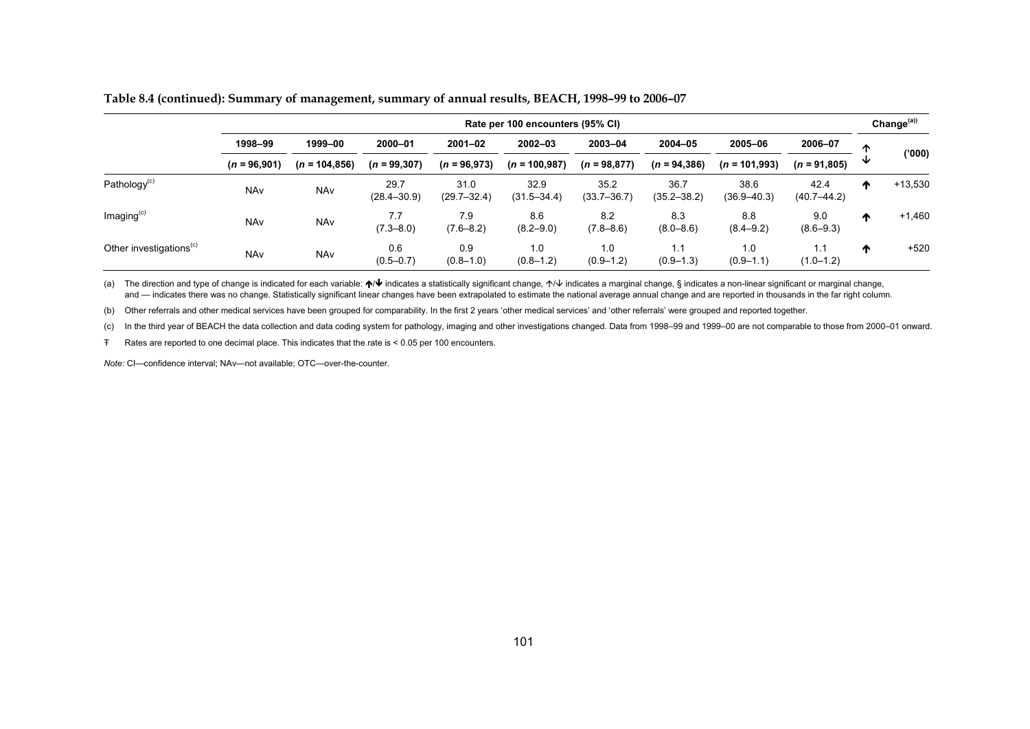**Table 8.4 (continued): Summary of management, summary of annual results, BEACH, 1998–99 to 2006–07**

| | Rate per 100 encounters (95% CI) | | | | | | | | | Change[(a)] | |
|---|---|---|---|---|---|---|---|---|---|---|---|
| | 1998–99 | 1999–00 | 2000–01 | 2001–02 | 2002–03 | 2003–04 | 2004–05 | 2005–06 | 2006–07 | ↑ ↓ | ('000) |
| | (*n* = 96,901) | (*n* = 104,856) | (*n* = 99,307) | (*n* = 96,973) | (*n* = 100,987) | (*n* = 98,877) | (*n* = 94,386) | (*n* = 101,993) | (*n* = 91,805) | | |
| Pathology[(c)] | NAv | NAv | 29.7 (28.4–30.9) | 31.0 (29.7–32.4) | 32.9 (31.5–34.4) | 35.2 (33.7–36.7) | 36.7 (35.2–38.2) | 38.6 (36.9–40.3) | 42.4 (40.7–44.2) | **↑** | +13,530 |
| Imaging[(c)] | NAv | NAv | 7.7 (7.3–8.0) | 7.9 (7.6–8.2) | 8.6 (8.2–9.0) | 8.2 (7.8–8.6) | 8.3 (8.0–8.6) | 8.8 (8.4–9.2) | 9.0 (8.6–9.3) | **↑** | +1,460 |
| Other investigations[(c)] | NAv | NAv | 0.6 (0.5–0.7) | 0.9 (0.8–1.0) | 1.0 (0.8–1.2) | 1.0 (0.9–1.2) | 1.1 (0.9–1.3) | 1.0 (0.9–1.1) | 1.1 (1.0–1.2) | **↑** | +520 |

(a) The direction and type of change is indicated for each variable: **↑**/**↓** indicates a statistically significant change, ↑/↓ indicates a marginal change, § indicates a non-linear significant or marginal change, and — indicates there was no change. Statistically significant linear changes have been extrapolated to estimate the national average annual change and are reported in thousands in the far right column.

(b) Other referrals and other medical services have been grouped for comparability. In the first 2 years 'other medical services' and 'other referrals' were grouped and reported together.

(c) In the third year of BEACH the data collection and data coding system for pathology, imaging and other investigations changed. Data from 1998–99 and 1999–00 are not comparable to those from 2000–01 onward.

Ŧ Rates are reported to one decimal place. This indicates that the rate is < 0.05 per 100 encounters.

*Note:* CI—confidence interval; NAv—not available; OTC—over-the-counter.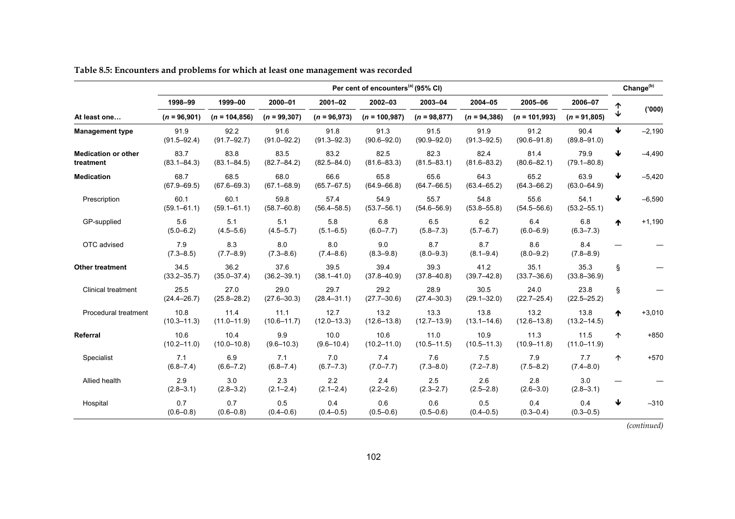**Table 8.5: Encounters and problems for which at least one management was recorded**

| | Per cent of encounters[(a)] (95% CI) | | | | | | | | | Change[(b)] | |
|---|---|---|---|---|---|---|---|---|---|---|---|
| | 1998–99 | 1999–00 | 2000–01 | 2001–02 | 2002–03 | 2003–04 | 2004–05 | 2005–06 | 2006–07 | ↑↓ | ('000) |
| At least one… | (*n* = 96,901) | (*n* = 104,856) | (*n* = 99,307) | (*n* = 96,973) | (*n* = 100,987) | (*n* = 98,877) | (*n* = 94,386) | (*n* = 101,993) | (*n* = 91,805) | | |
| **Management type** | 91.9 (91.5–92.4) | 92.2 (91.7–92.7) | 91.6 (91.0–92.2) | 91.8 (91.3–92.3) | 91.3 (90.6–92.0) | 91.5 (90.9–92.0) | 91.9 (91.3–92.5) | 91.2 (90.6–91.8) | 90.4 (89.8–91.0) | ↓ | –2,190 |
| **Medication or other treatment** | 83.7 (83.1–84.3) | 83.8 (83.1–84.5) | 83.5 (82.7–84.2) | 83.2 (82.5–84.0) | 82.5 (81.6–83.3) | 82.3 (81.5–83.1) | 82.4 (81.6–83.2) | 81.4 (80.6–82.1) | 79.9 (79.1–80.8) | ↓ | –4,490 |
| **Medication** | 68.7 (67.9–69.5) | 68.5 (67.6–69.3) | 68.0 (67.1–68.9) | 66.6 (65.7–67.5) | 65.8 (64.9–66.8) | 65.6 (64.7–66.5) | 64.3 (63.4–65.2) | 65.2 (64.3–66.2) | 63.9 (63.0–64.9) | ↓ | –5,420 |
| Prescription | 60.1 (59.1–61.1) | 60.1 (59.1–61.1) | 59.8 (58.7–60.8) | 57.4 (56.4–58.5) | 54.9 (53.7–56.1) | 55.7 (54.6–56.9) | 54.8 (53.8–55.8) | 55.6 (54.5–56.6) | 54.1 (53.2–55.1) | ↓ | –6,590 |
| GP-supplied | 5.6 (5.0–6.2) | 5.1 (4.5–5.6) | 5.1 (4.5–5.7) | 5.8 (5.1–6.5) | 6.8 (6.0–7.7) | 6.5 (5.8–7.3) | 6.2 (5.7–6.7) | 6.4 (6.0–6.9) | 6.8 (6.3–7.3) | ↑ | +1,190 |
| OTC advised | 7.9 (7.3–8.5) | 8.3 (7.7–8.9) | 8.0 (7.3–8.6) | 8.0 (7.4–8.6) | 9.0 (8.3–9.8) | 8.7 (8.0–9.3) | 8.7 (8.1–9.4) | 8.6 (8.0–9.2) | 8.4 (7.8–8.9) | — | — |
| **Other treatment** | 34.5 (33.2–35.7) | 36.2 (35.0–37.4) | 37.6 (36.2–39.1) | 39.5 (38.1–41.0) | 39.4 (37.8–40.9) | 39.3 (37.8–40.8) | 41.2 (39.7–42.8) | 35.1 (33.7–36.6) | 35.3 (33.8–36.9) | § | — |
| Clinical treatment | 25.5 (24.4–26.7) | 27.0 (25.8–28.2) | 29.0 (27.6–30.3) | 29.7 (28.4–31.1) | 29.2 (27.7–30.6) | 28.9 (27.4–30.3) | 30.5 (29.1–32.0) | 24.0 (22.7–25.4) | 23.8 (22.5–25.2) | § | — |
| Procedural treatment | 10.8 (10.3–11.3) | 11.4 (11.0–11.9) | 11.1 (10.6–11.7) | 12.7 (12.0–13.3) | 13.2 (12.6–13.8) | 13.3 (12.7–13.9) | 13.8 (13.1–14.6) | 13.2 (12.6–13.8) | 13.8 (13.2–14.5) | ↑ | +3,010 |
| **Referral** | 10.6 (10.2–11.0) | 10.4 (10.0–10.8) | 9.9 (9.6–10.3) | 10.0 (9.6–10.4) | 10.6 (10.2–11.0) | 11.0 (10.5–11.5) | 10.9 (10.5–11.3) | 11.3 (10.9–11.8) | 11.5 (11.0–11.9) | ↑ | +850 |
| Specialist | 7.1 (6.8–7.4) | 6.9 (6.6–7.2) | 7.1 (6.8–7.4) | 7.0 (6.7–7.3) | 7.4 (7.0–7.7) | 7.6 (7.3–8.0) | 7.5 (7.2–7.8) | 7.9 (7.5–8.2) | 7.7 (7.4–8.0) | ↑ | +570 |
| Allied health | 2.9 (2.8–3.1) | 3.0 (2.8–3.2) | 2.3 (2.1–2.4) | 2.2 (2.1–2.4) | 2.4 (2.2–2.6) | 2.5 (2.3–2.7) | 2.6 (2.5–2.8) | 2.8 (2.6–3.0) | 3.0 (2.8–3.1) | — | — |
| Hospital | 0.7 (0.6–0.8) | 0.7 (0.6–0.8) | 0.5 (0.4–0.6) | 0.4 (0.4–0.5) | 0.6 (0.5–0.6) | 0.6 (0.5–0.6) | 0.5 (0.4–0.5) | 0.4 (0.3–0.4) | 0.4 (0.3–0.5) | ↓ | –310 |

*(continued)*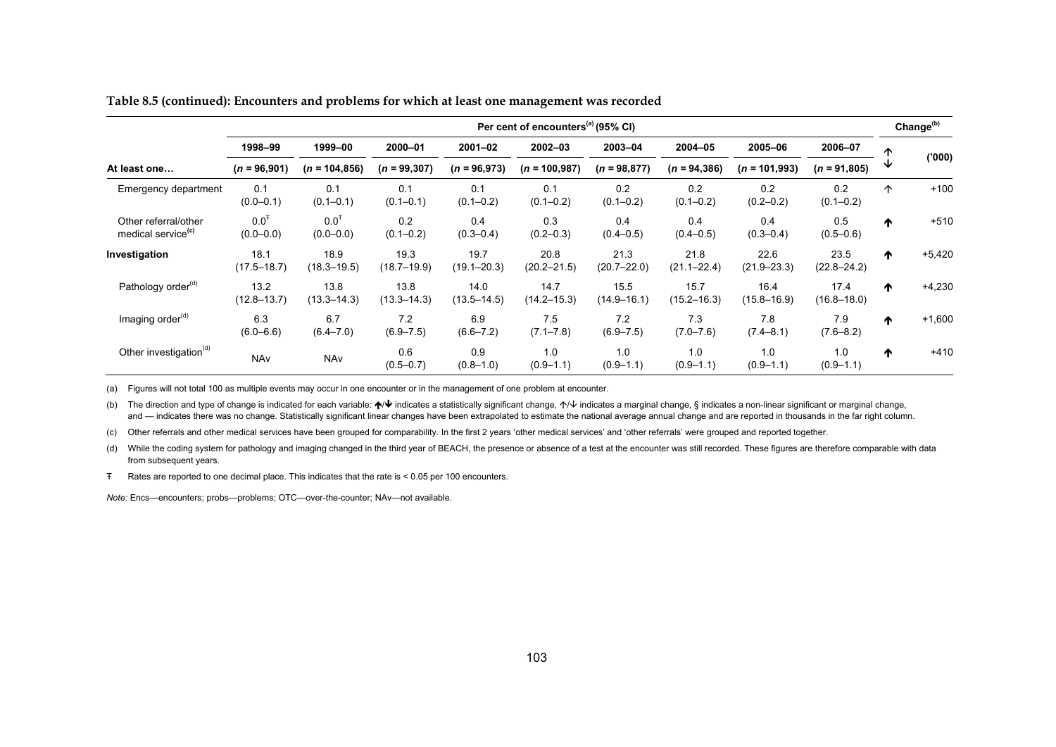**Table 8.5 (continued): Encounters and problems for which at least one management was recorded**

| | Per cent of encounters[(a)] (95% CI) | | | | | | | | | Change[(b)] | |
|---|---|---|---|---|---|---|---|---|---|---|---|
| | 1998–99 | 1999–00 | 2000–01 | 2001–02 | 2002–03 | 2003–04 | 2004–05 | 2005–06 | 2006–07 | ↑↓ | ('000) |
| **At least one…** | (*n* = 96,901) | (*n* = 104,856) | (*n* = 99,307) | (*n* = 96,973) | (*n* = 100,987) | (*n* = 98,877) | (*n* = 94,386) | (*n* = 101,993) | (*n* = 91,805) | | |
| Emergency department | 0.1 (0.0–0.1) | 0.1 (0.1–0.1) | 0.1 (0.1–0.1) | 0.1 (0.1–0.2) | 0.1 (0.1–0.2) | 0.2 (0.1–0.2) | 0.2 (0.1–0.2) | 0.2 (0.2–0.2) | 0.2 (0.1–0.2) | ↑ | +100 |
| Other referral/other medical service[(c)] | 0.0[Ŧ] (0.0–0.0) | 0.0[Ŧ] (0.0–0.0) | 0.2 (0.1–0.2) | 0.4 (0.3–0.4) | 0.3 (0.2–0.3) | 0.4 (0.4–0.5) | 0.4 (0.4–0.5) | 0.4 (0.3–0.4) | 0.5 (0.5–0.6) | **↑** | +510 |
| **Investigation** | 18.1 (17.5–18.7) | 18.9 (18.3–19.5) | 19.3 (18.7–19.9) | 19.7 (19.1–20.3) | 20.8 (20.2–21.5) | 21.3 (20.7–22.0) | 21.8 (21.1–22.4) | 22.6 (21.9–23.3) | 23.5 (22.8–24.2) | **↑** | +5,420 |
| Pathology order[(d)] | 13.2 (12.8–13.7) | 13.8 (13.3–14.3) | 13.8 (13.3–14.3) | 14.0 (13.5–14.5) | 14.7 (14.2–15.3) | 15.5 (14.9–16.1) | 15.7 (15.2–16.3) | 16.4 (15.8–16.9) | 17.4 (16.8–18.0) | **↑** | +4,230 |
| Imaging order[(d)] | 6.3 (6.0–6.6) | 6.7 (6.4–7.0) | 7.2 (6.9–7.5) | 6.9 (6.6–7.2) | 7.5 (7.1–7.8) | 7.2 (6.9–7.5) | 7.3 (7.0–7.6) | 7.8 (7.4–8.1) | 7.9 (7.6–8.2) | **↑** | +1,600 |
| Other investigation[(d)] | NAv | NAv | 0.6 (0.5–0.7) | 0.9 (0.8–1.0) | 1.0 (0.9–1.1) | 1.0 (0.9–1.1) | 1.0 (0.9–1.1) | 1.0 (0.9–1.1) | 1.0 (0.9–1.1) | **↑** | +410 |

(a) Figures will not total 100 as multiple events may occur in one encounter or in the management of one problem at encounter.

(b) The direction and type of change is indicated for each variable: **↑**/**↓** indicates a statistically significant change, ↑/↓ indicates a marginal change, § indicates a non-linear significant or marginal change, and — indicates there was no change. Statistically significant linear changes have been extrapolated to estimate the national average annual change and are reported in thousands in the far right column.

(c) Other referrals and other medical services have been grouped for comparability. In the first 2 years 'other medical services' and 'other referrals' were grouped and reported together.

(d) While the coding system for pathology and imaging changed in the third year of BEACH, the presence or absence of a test at the encounter was still recorded. These figures are therefore comparable with data from subsequent years.

Ŧ Rates are reported to one decimal place. This indicates that the rate is < 0.05 per 100 encounters.

*Note:* Encs—encounters; probs—problems; OTC—over-the-counter; NAv—not available.